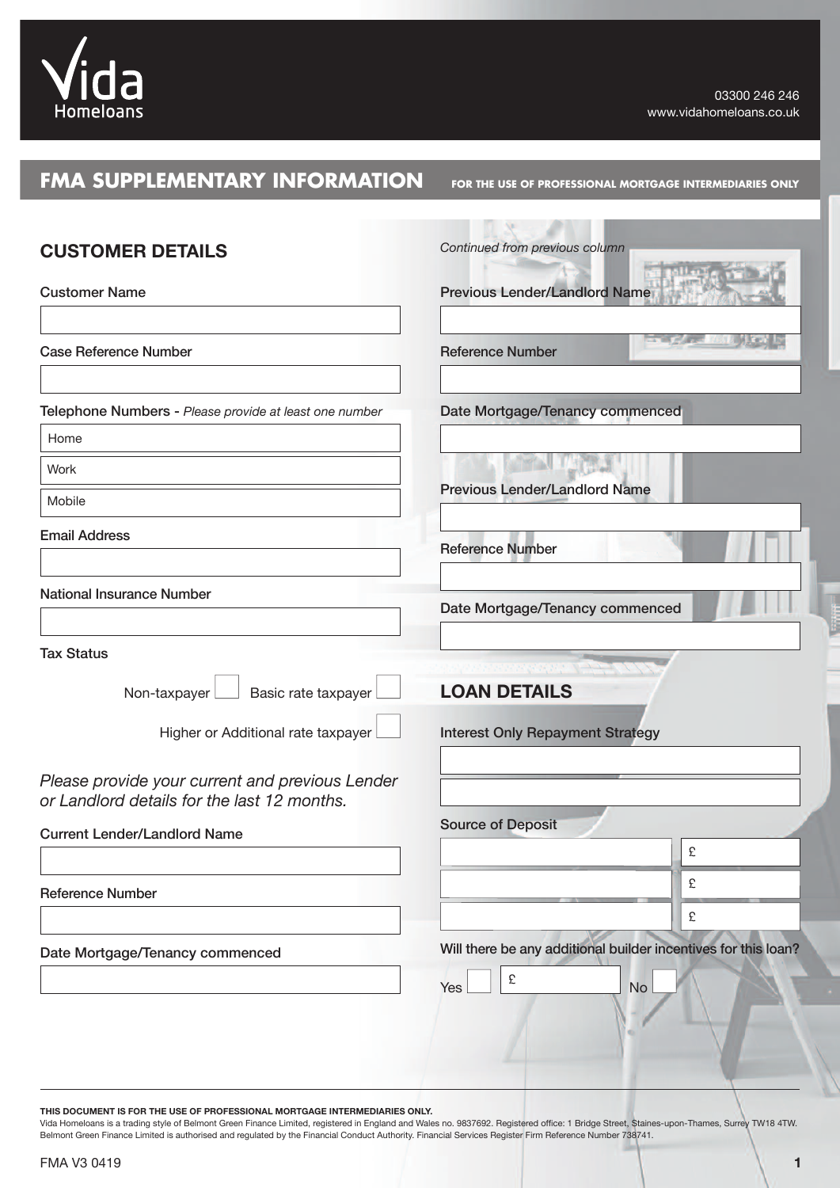Vida Homeloans

03300 246 246
www.vidahomeloans.co.uk

# FMA SUPPLEMENTARY INFORMATION

**FOR THE USE OF PROFESSIONAL MORTGAGE INTERMEDIARIES ONLY**

## CUSTOMER DETAILS

Customer Name

Case Reference Number

Telephone Numbers - *Please provide at least one number*

- Home
- Work
- Mobile

Email Address

National Insurance Number

Tax Status

Non-taxpayer ☐ Basic rate taxpayer ☐

Higher or Additional rate taxpayer ☐

*Please provide your current and previous Lender or Landlord details for the last 12 months.*

Current Lender/Landlord Name

Reference Number

Date Mortgage/Tenancy commenced

*Continued from previous column*

Previous Lender/Landlord Name

Reference Number

Date Mortgage/Tenancy commenced

Previous Lender/Landlord Name

Reference Number

Date Mortgage/Tenancy commenced

## LOAN DETAILS

Interest Only Repayment Strategy

Source of Deposit

| | £ |
|---|---|
| | £ |
| | £ |

Will there be any additional builder incentives for this loan?

Yes ☐ £ No ☐

---

**THIS DOCUMENT IS FOR THE USE OF PROFESSIONAL MORTGAGE INTERMEDIARIES ONLY.**
Vida Homeloans is a trading style of Belmont Green Finance Limited, registered in England and Wales no. 9837692. Registered office: 1 Bridge Street, Staines-upon-Thames, Surrey TW18 4TW. Belmont Green Finance Limited is authorised and regulated by the Financial Conduct Authority. Financial Services Register Firm Reference Number 738741.

FMA V3 0419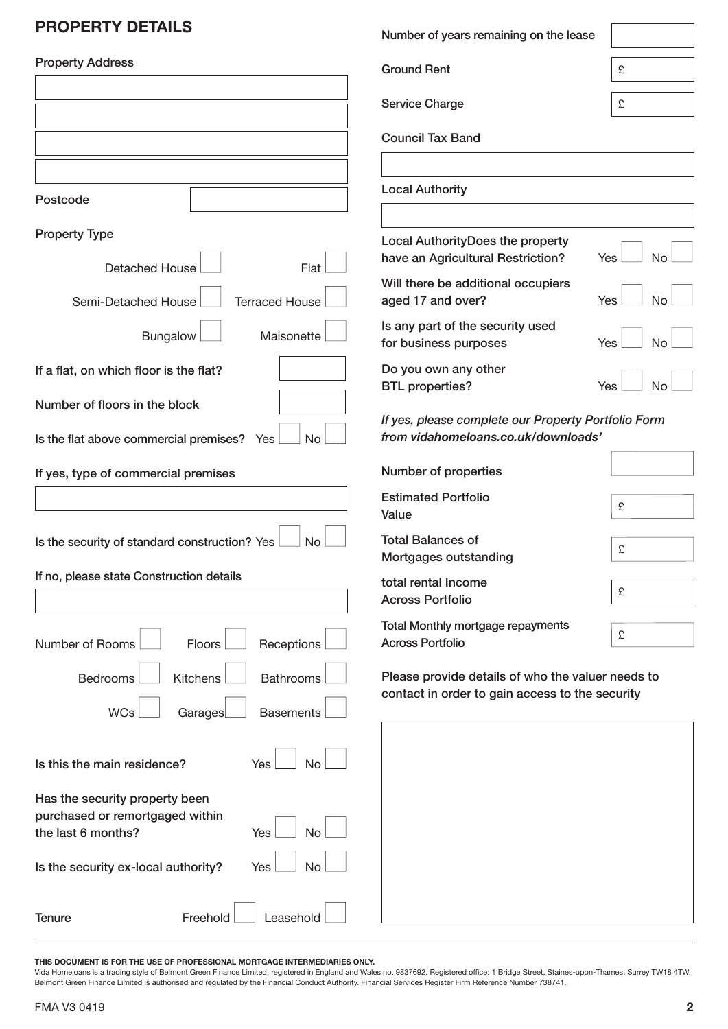## PROPERTY DETAILS

Property Address

Postcode

Property Type

Detached House ☐ Flat ☐

Semi-Detached House ☐ Terraced House ☐

Bungalow ☐ Maisonette ☐

If a flat, on which floor is the flat?

Number of floors in the block

Is the flat above commercial premises? Yes ☐ No ☐

If yes, type of commercial premises

Is the security of standard construction? Yes ☐ No ☐

If no, please state Construction details

Number of Rooms ☐ Floors ☐ Receptions ☐

Bedrooms ☐ Kitchens ☐ Bathrooms ☐

WCs ☐ Garages ☐ Basements ☐

Is this the main residence? Yes ☐ No ☐

Has the security property been purchased or remortgaged within the last 6 months? Yes ☐ No ☐

Is the security ex-local authority? Yes ☐ No ☐

Tenure Freehold ☐ Leasehold ☐

Number of years remaining on the lease

Ground Rent £

Service Charge £

Council Tax Band

Local Authority

Local AuthorityDoes the property have an Agricultural Restriction? Yes ☐ No ☐

Will there be additional occupiers aged 17 and over? Yes ☐ No ☐

Is any part of the security used for business purposes Yes ☐ No ☐

Do you own any other BTL properties? Yes ☐ No ☐

*If yes, please complete our Property Portfolio Form from **vidahomeloans.co.uk/downloads'***

Number of properties

Estimated Portfolio Value £

Total Balances of Mortgages outstanding £

total rental Income Across Portfolio £

Total Monthly mortgage repayments Across Portfolio £

Please provide details of who the valuer needs to contact in order to gain access to the security

**THIS DOCUMENT IS FOR THE USE OF PROFESSIONAL MORTGAGE INTERMEDIARIES ONLY.**

Vida Homeloans is a trading style of Belmont Green Finance Limited, registered in England and Wales no. 9837692. Registered office: 1 Bridge Street, Staines-upon-Thames, Surrey TW18 4TW. Belmont Green Finance Limited is authorised and regulated by the Financial Conduct Authority. Financial Services Register Firm Reference Number 738741.

FMA V3 0419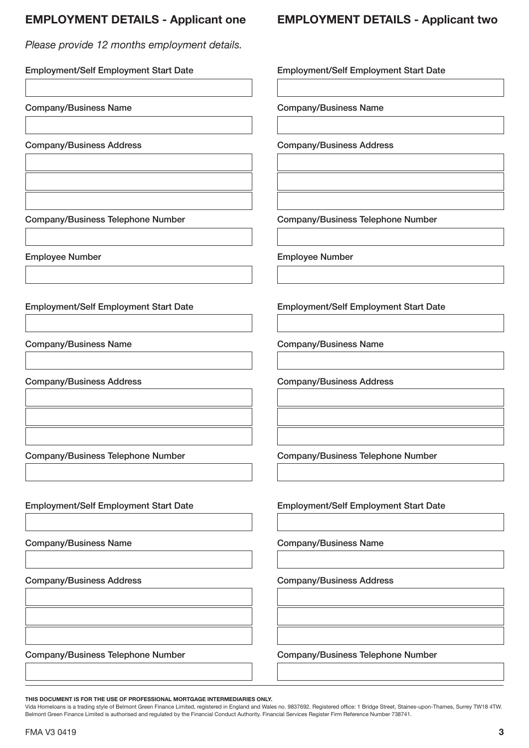## EMPLOYMENT DETAILS - Applicant one

*Please provide 12 months employment details.*

Employment/Self Employment Start Date

Company/Business Name

Company/Business Address

Company/Business Telephone Number

Employee Number

Employment/Self Employment Start Date

Company/Business Name

Company/Business Address

Company/Business Telephone Number

Employment/Self Employment Start Date

Company/Business Name

Company/Business Address

Company/Business Telephone Number

## EMPLOYMENT DETAILS - Applicant two

Employment/Self Employment Start Date

Company/Business Name

Company/Business Address

Company/Business Telephone Number

Employee Number

Employment/Self Employment Start Date

Company/Business Name

Company/Business Address

Company/Business Telephone Number

Employment/Self Employment Start Date

Company/Business Name

Company/Business Address

Company/Business Telephone Number

**THIS DOCUMENT IS FOR THE USE OF PROFESSIONAL MORTGAGE INTERMEDIARIES ONLY.**

Vida Homeloans is a trading style of Belmont Green Finance Limited, registered in England and Wales no. 9837692. Registered office: 1 Bridge Street, Staines-upon-Thames, Surrey TW18 4TW. Belmont Green Finance Limited is authorised and regulated by the Financial Conduct Authority. Financial Services Register Firm Reference Number 738741.

FMA V3 0419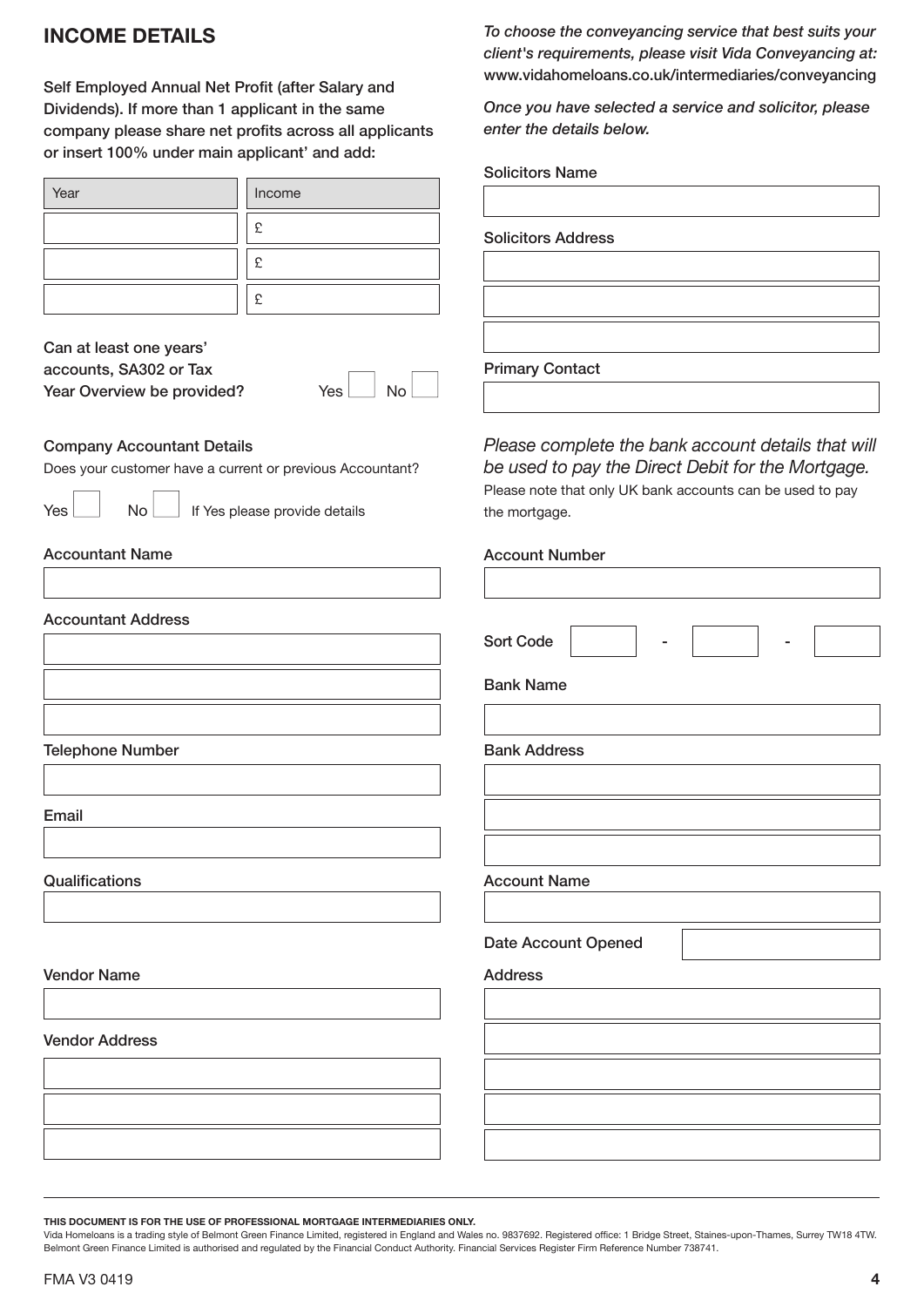## INCOME DETAILS

**Self Employed Annual Net Profit (after Salary and Dividends). If more than 1 applicant in the same company please share net profits across all applicants or insert 100% under main applicant' and add:**

| Year | Income |
|---|---|
| | £ |
| | £ |
| | £ |

**Can at least one years' accounts, SA302 or Tax Year Overview be provided?** Yes ☐ No ☐

Company Accountant Details

Does your customer have a current or previous Accountant?

Yes ☐ No ☐ If Yes please provide details

Accountant Name

Accountant Address

Telephone Number

Email

Qualifications

Vendor Name

Vendor Address

*To choose the conveyancing service that best suits your client's requirements, please visit Vida Conveyancing at:* www.vidahomeloans.co.uk/intermediaries/conveyancing

*Once you have selected a service and solicitor, please enter the details below.*

Solicitors Name

Solicitors Address

Primary Contact

*Please complete the bank account details that will be used to pay the Direct Debit for the Mortgage.*

Please note that only UK bank accounts can be used to pay the mortgage.

Account Number

Sort Code - -

Bank Name

Bank Address

Account Name

Date Account Opened

Address

**THIS DOCUMENT IS FOR THE USE OF PROFESSIONAL MORTGAGE INTERMEDIARIES ONLY.**

Vida Homeloans is a trading style of Belmont Green Finance Limited, registered in England and Wales no. 9837692. Registered office: 1 Bridge Street, Staines-upon-Thames, Surrey TW18 4TW. Belmont Green Finance Limited is authorised and regulated by the Financial Conduct Authority. Financial Services Register Firm Reference Number 738741.

FMA V3 0419